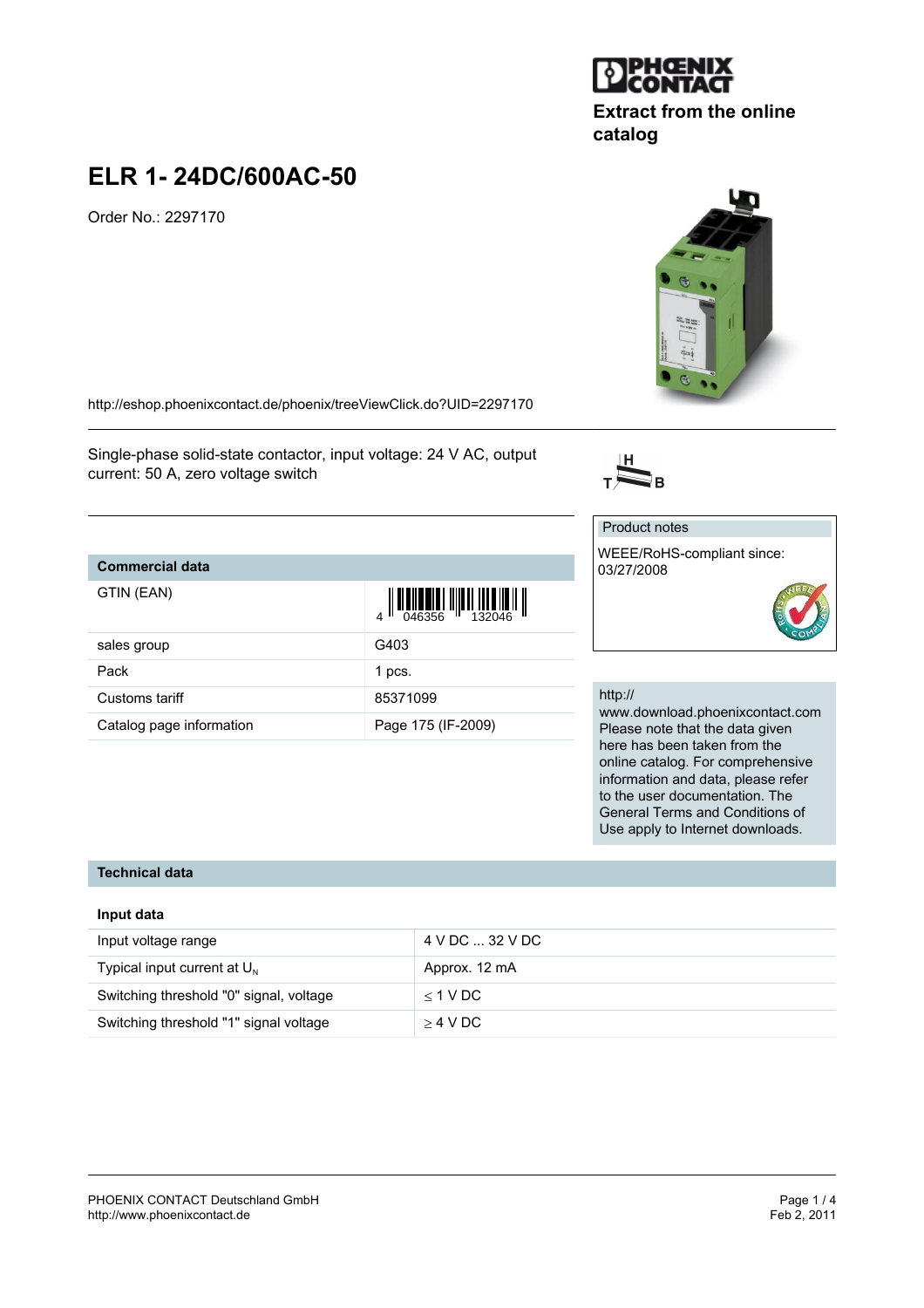# ELR 1- 24DC/600AC-50

Order No.: 2297170

Extract from the online catalog

http://eshop.phoenixcontact.de/phoenix/treeViewClick.do?UID=2297170

Single-phase solid-state contactor, input voltage: 24 V AC, output current: 50 A, zero voltage switch

Product notes

WEEE/RoHS-compliant since: 03/27/2008

http://www.download.phoenixcontact.com
Please note that the data given here has been taken from the online catalog. For comprehensive information and data, please refer to the user documentation. The General Terms and Conditions of Use apply to Internet downloads.

## Commercial data

| | |
|---|---|
| GTIN (EAN) | 4 046356 132046 |
| sales group | G403 |
| Pack | 1 pcs. |
| Customs tariff | 85371099 |
| Catalog page information | Page 175 (IF-2009) |

## Technical data

### Input data

| | |
|---|---|
| Input voltage range | 4 V DC ... 32 V DC |
| Typical input current at $U_N$ | Approx. 12 mA |
| Switching threshold "0" signal, voltage | ≤ 1 V DC |
| Switching threshold "1" signal voltage | ≥ 4 V DC |

PHOENIX CONTACT Deutschland GmbH
http://www.phoenixcontact.de

Feb 2, 2011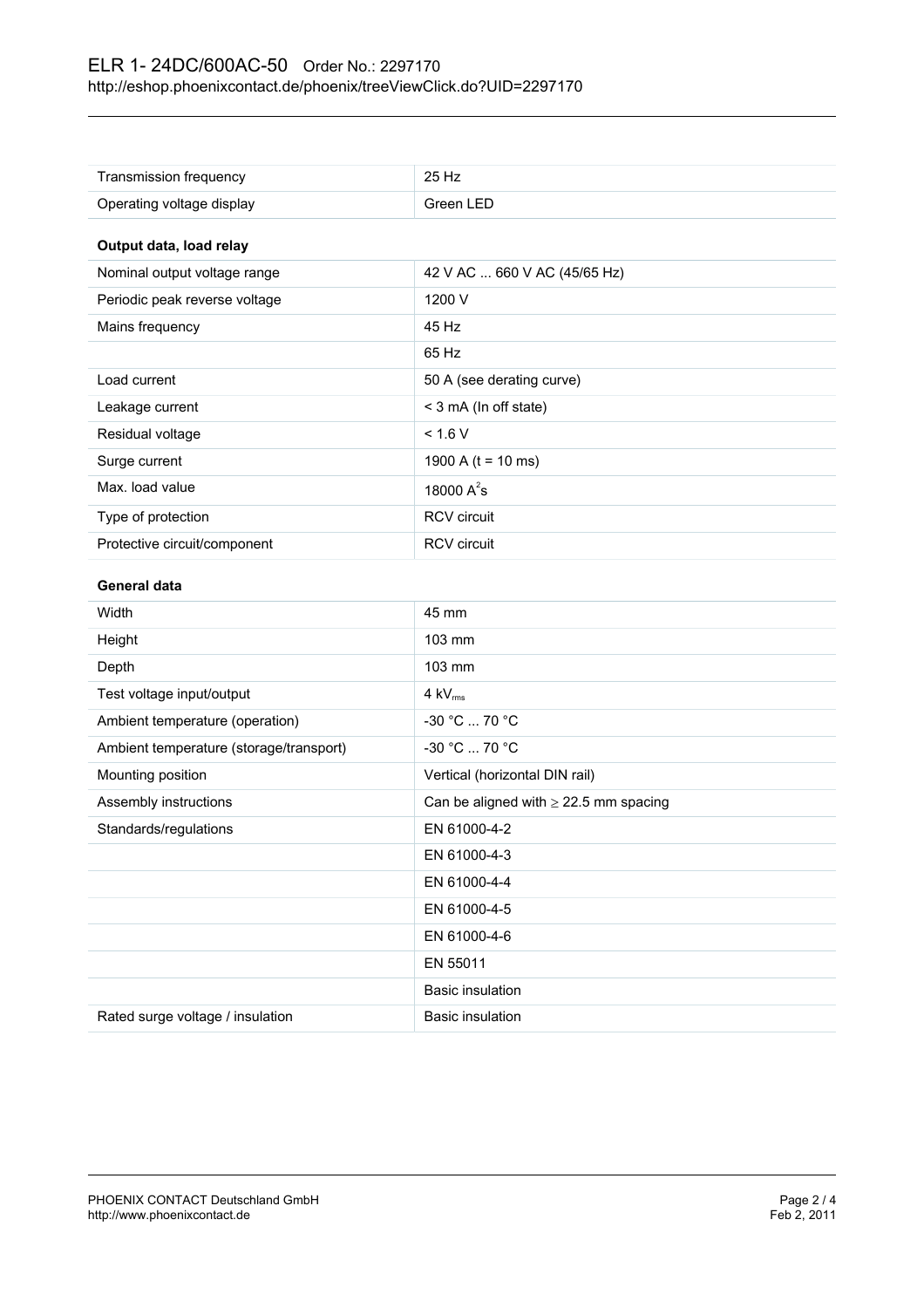| | |
|---|---|
| Transmission frequency | 25 Hz |
| Operating voltage display | Green LED |

**Output data, load relay**

| | |
|---|---|
| Nominal output voltage range | 42 V AC ... 660 V AC (45/65 Hz) |
| Periodic peak reverse voltage | 1200 V |
| Mains frequency | 45 Hz |
| | 65 Hz |
| Load current | 50 A (see derating curve) |
| Leakage current | < 3 mA (In off state) |
| Residual voltage | < 1.6 V |
| Surge current | 1900 A (t = 10 ms) |
| Max. load value | 18000 $A^2s$ |
| Type of protection | RCV circuit |
| Protective circuit/component | RCV circuit |

**General data**

| | |
|---|---|
| Width | 45 mm |
| Height | 103 mm |
| Depth | 103 mm |
| Test voltage input/output | 4 $kV_{rms}$ |
| Ambient temperature (operation) | -30 °C ... 70 °C |
| Ambient temperature (storage/transport) | -30 °C ... 70 °C |
| Mounting position | Vertical (horizontal DIN rail) |
| Assembly instructions | Can be aligned with ≥ 22.5 mm spacing |
| Standards/regulations | EN 61000-4-2 |
| | EN 61000-4-3 |
| | EN 61000-4-4 |
| | EN 61000-4-5 |
| | EN 61000-4-6 |
| | EN 55011 |
| | Basic insulation |
| Rated surge voltage / insulation | Basic insulation |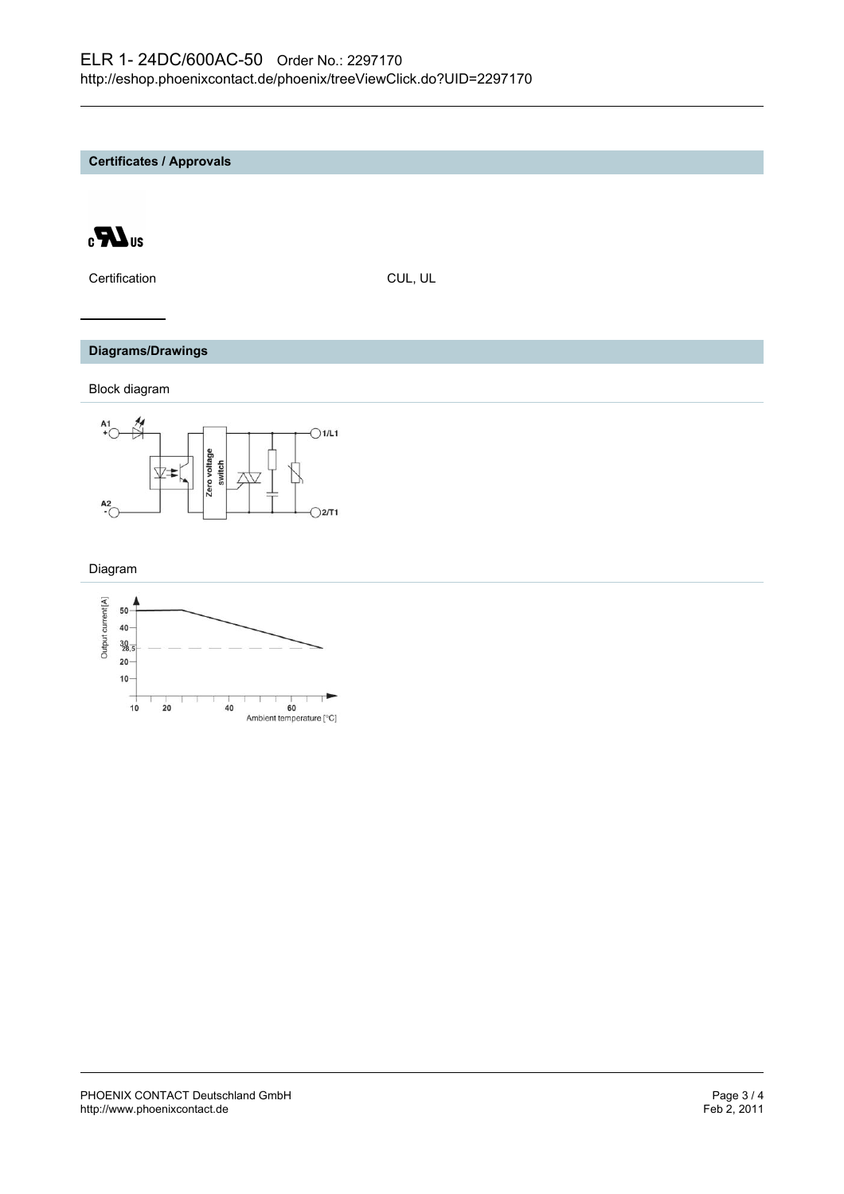## Certificates / Approvals

| Certification | CUL, UL |
|---|---|

## Diagrams/Drawings

Block diagram

Diagram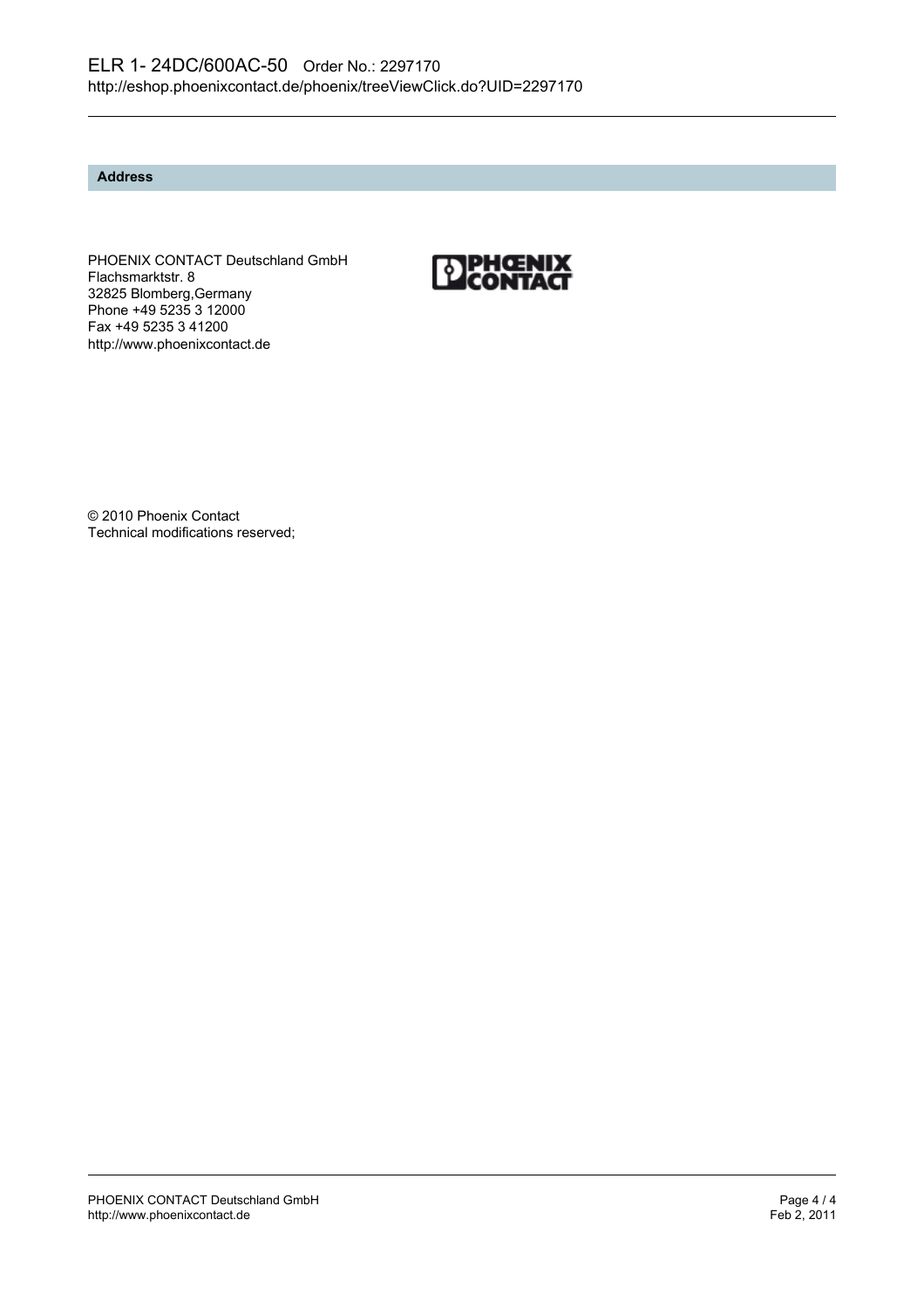## Address

PHOENIX CONTACT Deutschland GmbH
Flachsmarktstr. 8
32825 Blomberg,Germany
Phone +49 5235 3 12000
Fax +49 5235 3 41200
http://www.phoenixcontact.de

© 2010 Phoenix Contact
Technical modifications reserved;